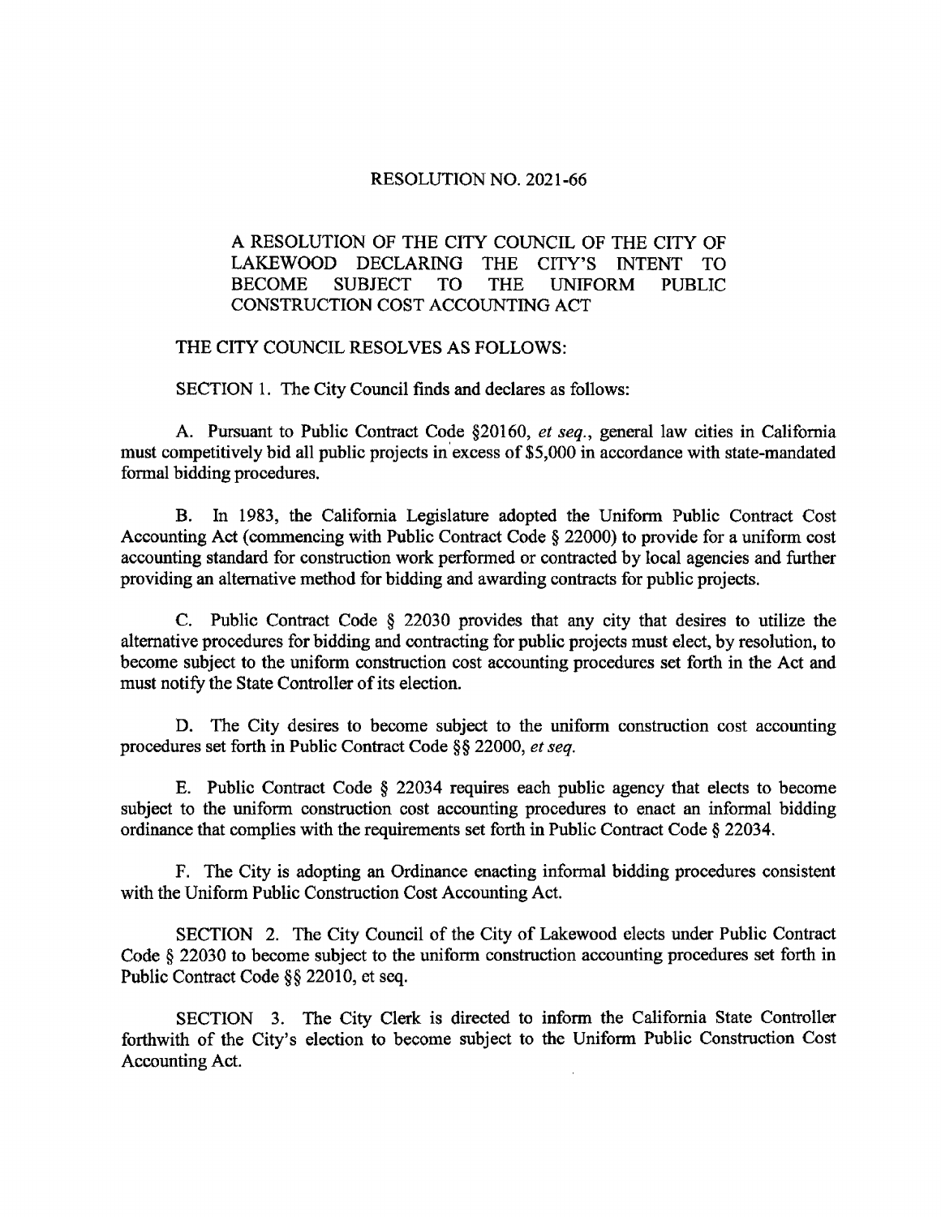# RESOLUTION NO. 2021-66

A RESOLUTION OF THE CITY COUNCIL OF THE CITY OF LAKEWOOD DECLARING THE CITY'S INTENT TO BECOME SUBJECT TO THE UNIFORM PUBLIC CONSTRUCTION COST ACCOUNTING ACT

THE CITY COUNCIL RESOLVES AS FOLLOWS:

SECTION 1. The City Council finds and declares as follows:

A. Pursuant to Public Contract Code §20160, *et seq.*, general law cities in California must competitively bid all public projects in excess of $5,000 in accordance with state-mandated formal bidding procedures.

B. In 1983, the California Legislature adopted the Uniform Public Contract Cost Accounting Act (commencing with Public Contract Code § 22000) to provide for a uniform cost accounting standard for construction work performed or contracted by local agencies and further providing an alternative method for bidding and awarding contracts for public projects.

C. Public Contract Code § 22030 provides that any city that desires to utilize the alternative procedures for bidding and contracting for public projects must elect, by resolution, to become subject to the uniform construction cost accounting procedures set forth in the Act and must notify the State Controller of its election.

D. The City desires to become subject to the uniform construction cost accounting procedures set forth in Public Contract Code §§ 22000, *et seq.*

E. Public Contract Code § 22034 requires each public agency that elects to become subject to the uniform construction cost accounting procedures to enact an informal bidding ordinance that complies with the requirements set forth in Public Contract Code § 22034.

F. The City is adopting an Ordinance enacting informal bidding procedures consistent with the Uniform Public Construction Cost Accounting Act.

SECTION 2. The City Council of the City of Lakewood elects under Public Contract Code § 22030 to become subject to the uniform construction accounting procedures set forth in Public Contract Code §§ 22010, et seq.

SECTION 3. The City Clerk is directed to inform the California State Controller forthwith of the City's election to become subject to the Uniform Public Construction Cost Accounting Act.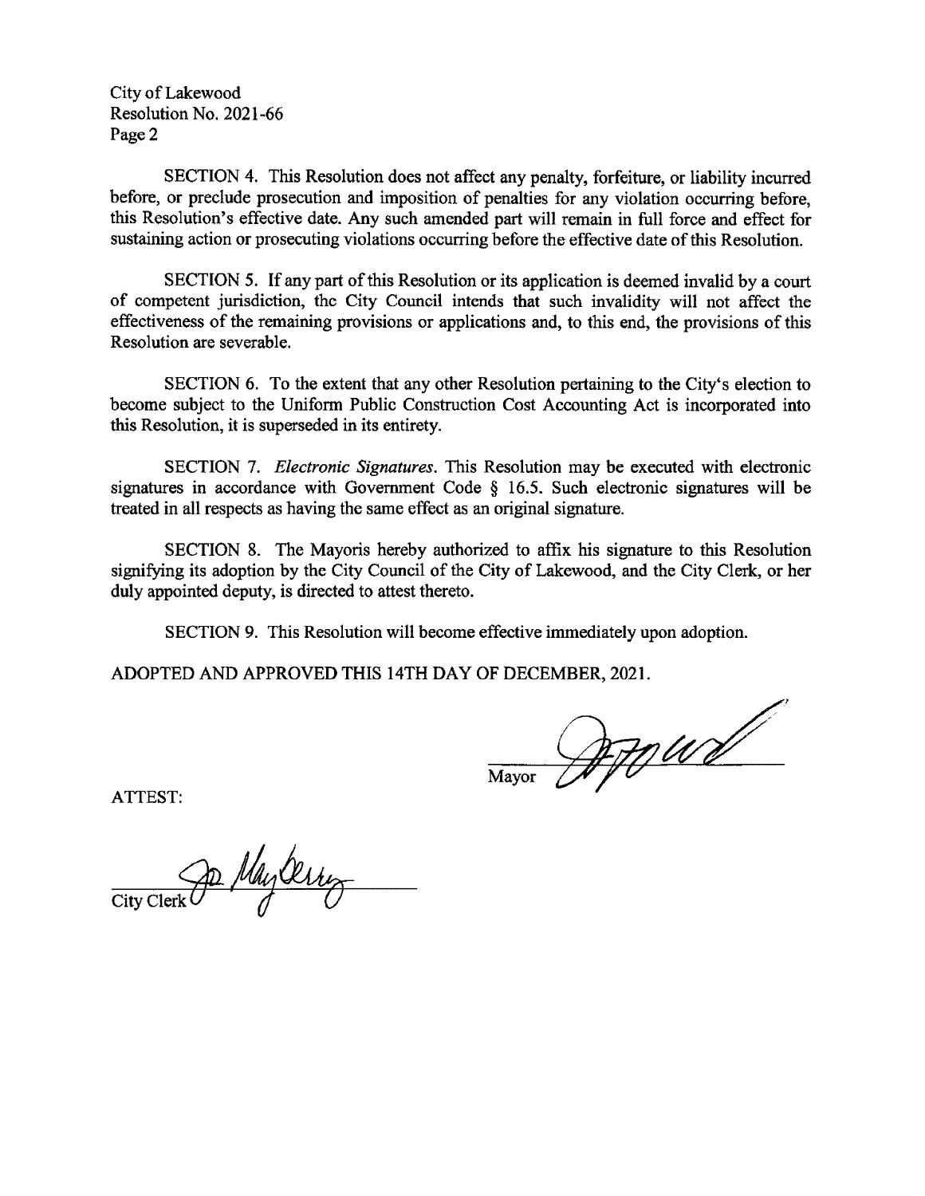City of Lakewood
Resolution No. 2021-66
Page 2

SECTION 4. This Resolution does not affect any penalty, forfeiture, or liability incurred before, or preclude prosecution and imposition of penalties for any violation occurring before, this Resolution's effective date. Any such amended part will remain in full force and effect for sustaining action or prosecuting violations occurring before the effective date of this Resolution.

SECTION 5. If any part of this Resolution or its application is deemed invalid by a court of competent jurisdiction, the City Council intends that such invalidity will not affect the effectiveness of the remaining provisions or applications and, to this end, the provisions of this Resolution are severable.

SECTION 6. To the extent that any other Resolution pertaining to the City's election to become subject to the Uniform Public Construction Cost Accounting Act is incorporated into this Resolution, it is superseded in its entirety.

SECTION 7. *Electronic Signatures*. This Resolution may be executed with electronic signatures in accordance with Government Code § 16.5. Such electronic signatures will be treated in all respects as having the same effect as an original signature.

SECTION 8. The Mayoris hereby authorized to affix his signature to this Resolution signifying its adoption by the City Council of the City of Lakewood, and the City Clerk, or her duly appointed deputy, is directed to attest thereto.

SECTION 9. This Resolution will become effective immediately upon adoption.

ADOPTED AND APPROVED THIS 14TH DAY OF DECEMBER, 2021.

Mayor

ATTEST:

City Clerk